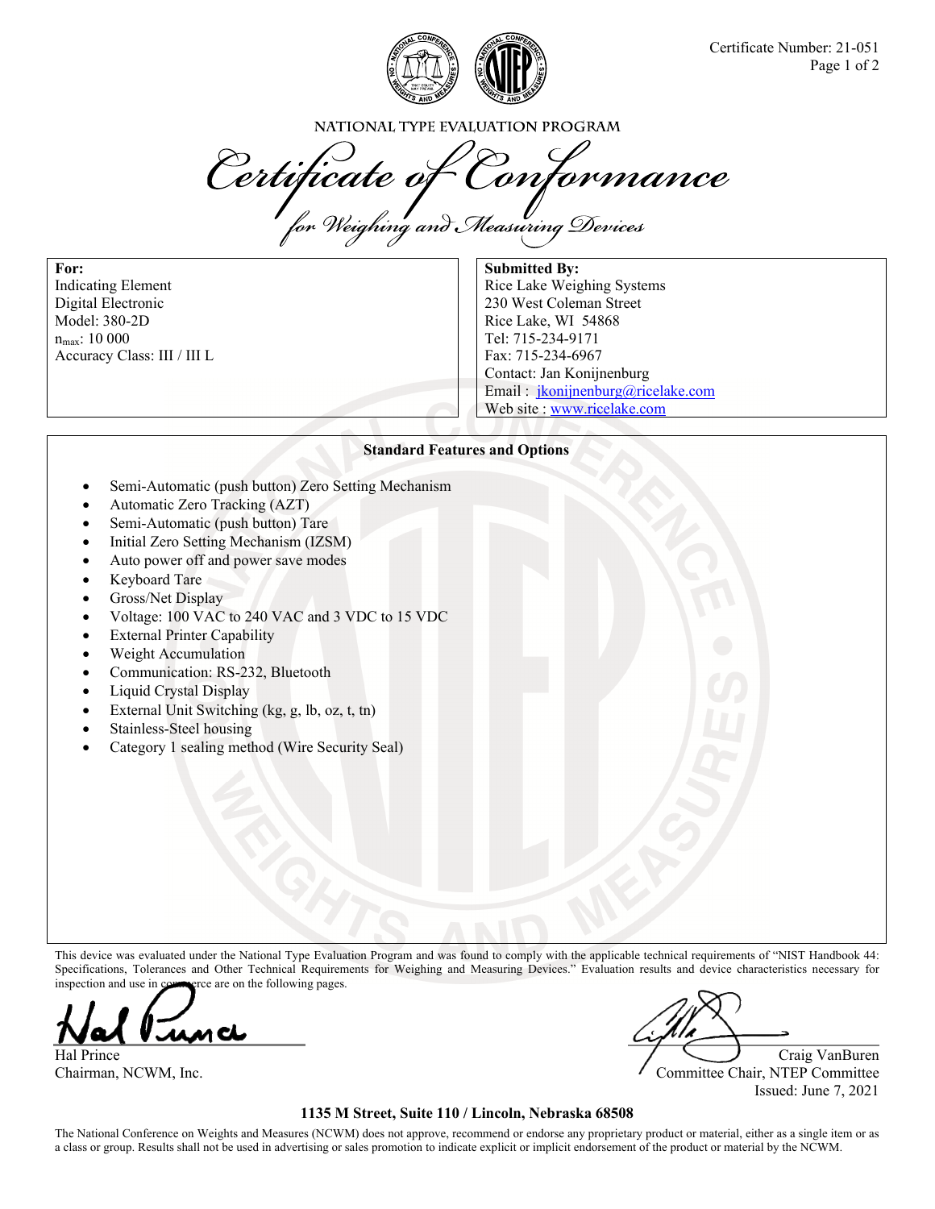Certificate Number: 21-051

NATIONAL TYPE EVALUATION PROGRAM

# Certificate of Conformance

## for Weighing and Measuring Devices

**For:**
Indicating Element
Digital Electronic
Model: 380-2D
$n_{max}$: 10 000
Accuracy Class: III / III L

**Submitted By:**
Rice Lake Weighing Systems
230 West Coleman Street
Rice Lake, WI 54868
Tel: 715-234-9171
Fax: 715-234-6967
Contact: Jan Konijnenburg
Email : jkonijnenburg@ricelake.com
Web site : www.ricelake.com

**Standard Features and Options**

- Semi-Automatic (push button) Zero Setting Mechanism
- Automatic Zero Tracking (AZT)
- Semi-Automatic (push button) Tare
- Initial Zero Setting Mechanism (IZSM)
- Auto power off and power save modes
- Keyboard Tare
- Gross/Net Display
- Voltage: 100 VAC to 240 VAC and 3 VDC to 15 VDC
- External Printer Capability
- Weight Accumulation
- Communication: RS-232, Bluetooth
- Liquid Crystal Display
- External Unit Switching (kg, g, lb, oz, t, tn)
- Stainless-Steel housing
- Category 1 sealing method (Wire Security Seal)

This device was evaluated under the National Type Evaluation Program and was found to comply with the applicable technical requirements of "NIST Handbook 44: Specifications, Tolerances and Other Technical Requirements for Weighing and Measuring Devices." Evaluation results and device characteristics necessary for inspection and use in commerce are on the following pages.

Hal Prince
Chairman, NCWM, Inc.

Craig VanBuren
Committee Chair, NTEP Committee
Issued: June 7, 2021

**1135 M Street, Suite 110 / Lincoln, Nebraska 68508**

The National Conference on Weights and Measures (NCWM) does not approve, recommend or endorse any proprietary product or material, either as a single item or as a class or group. Results shall not be used in advertising or sales promotion to indicate explicit or implicit endorsement of the product or material by the NCWM.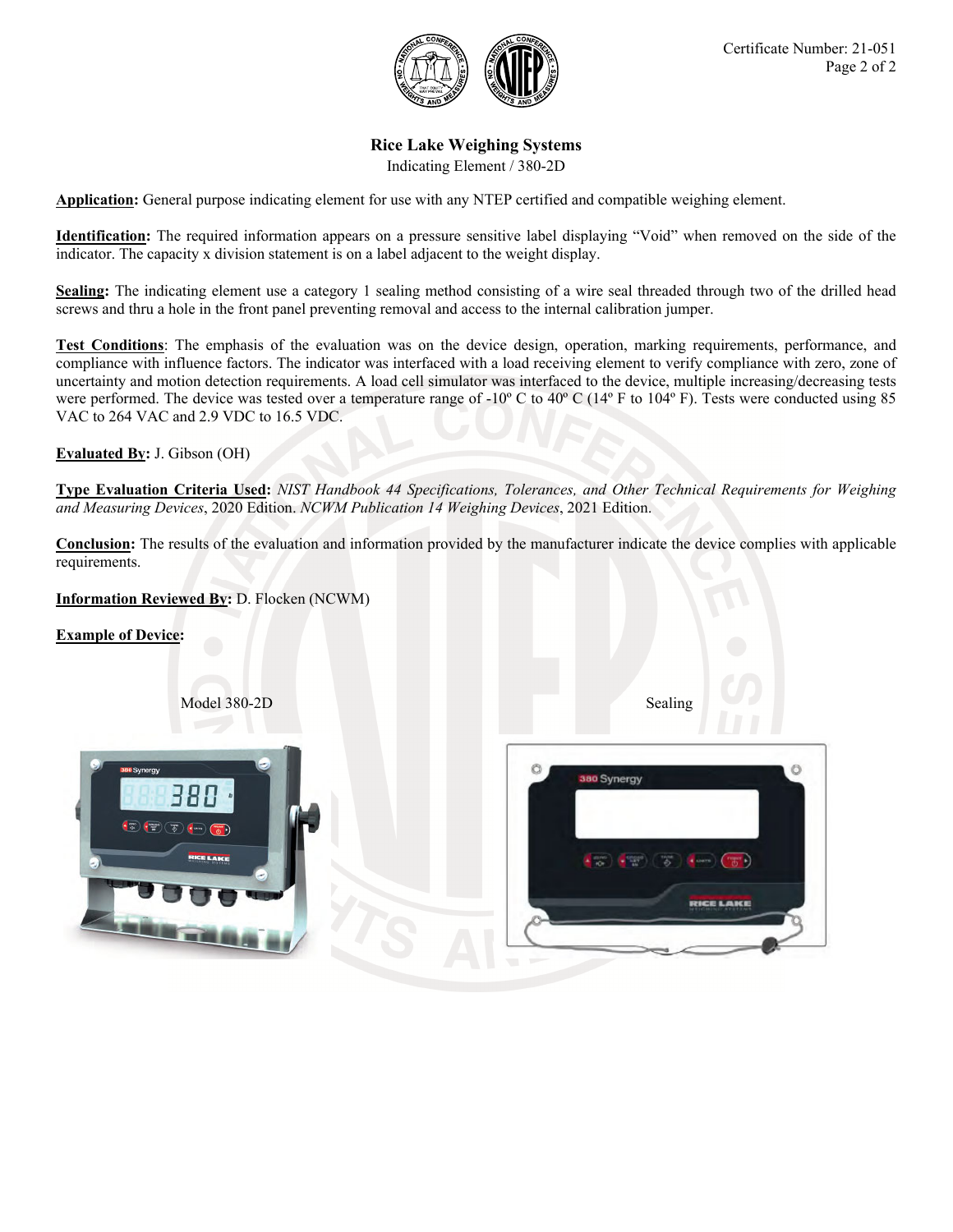**Rice Lake Weighing Systems**

Indicating Element / 380-2D

**Application:** General purpose indicating element for use with any NTEP certified and compatible weighing element.

**Identification:** The required information appears on a pressure sensitive label displaying "Void" when removed on the side of the indicator. The capacity x division statement is on a label adjacent to the weight display.

**Sealing:** The indicating element use a category 1 sealing method consisting of a wire seal threaded through two of the drilled head screws and thru a hole in the front panel preventing removal and access to the internal calibration jumper.

**Test Conditions**: The emphasis of the evaluation was on the device design, operation, marking requirements, performance, and compliance with influence factors. The indicator was interfaced with a load receiving element to verify compliance with zero, zone of uncertainty and motion detection requirements. A load cell simulator was interfaced to the device, multiple increasing/decreasing tests were performed. The device was tested over a temperature range of -10º C to 40º C (14º F to 104º F). Tests were conducted using 85 VAC to 264 VAC and 2.9 VDC to 16.5 VDC.

**Evaluated By:** J. Gibson (OH)

**Type Evaluation Criteria Used:** *NIST Handbook 44 Specifications, Tolerances, and Other Technical Requirements for Weighing and Measuring Devices*, 2020 Edition. *NCWM Publication 14 Weighing Devices*, 2021 Edition.

**Conclusion:** The results of the evaluation and information provided by the manufacturer indicate the device complies with applicable requirements.

**Information Reviewed By:** D. Flocken (NCWM)

**Example of Device:**

Model 380-2D

Sealing